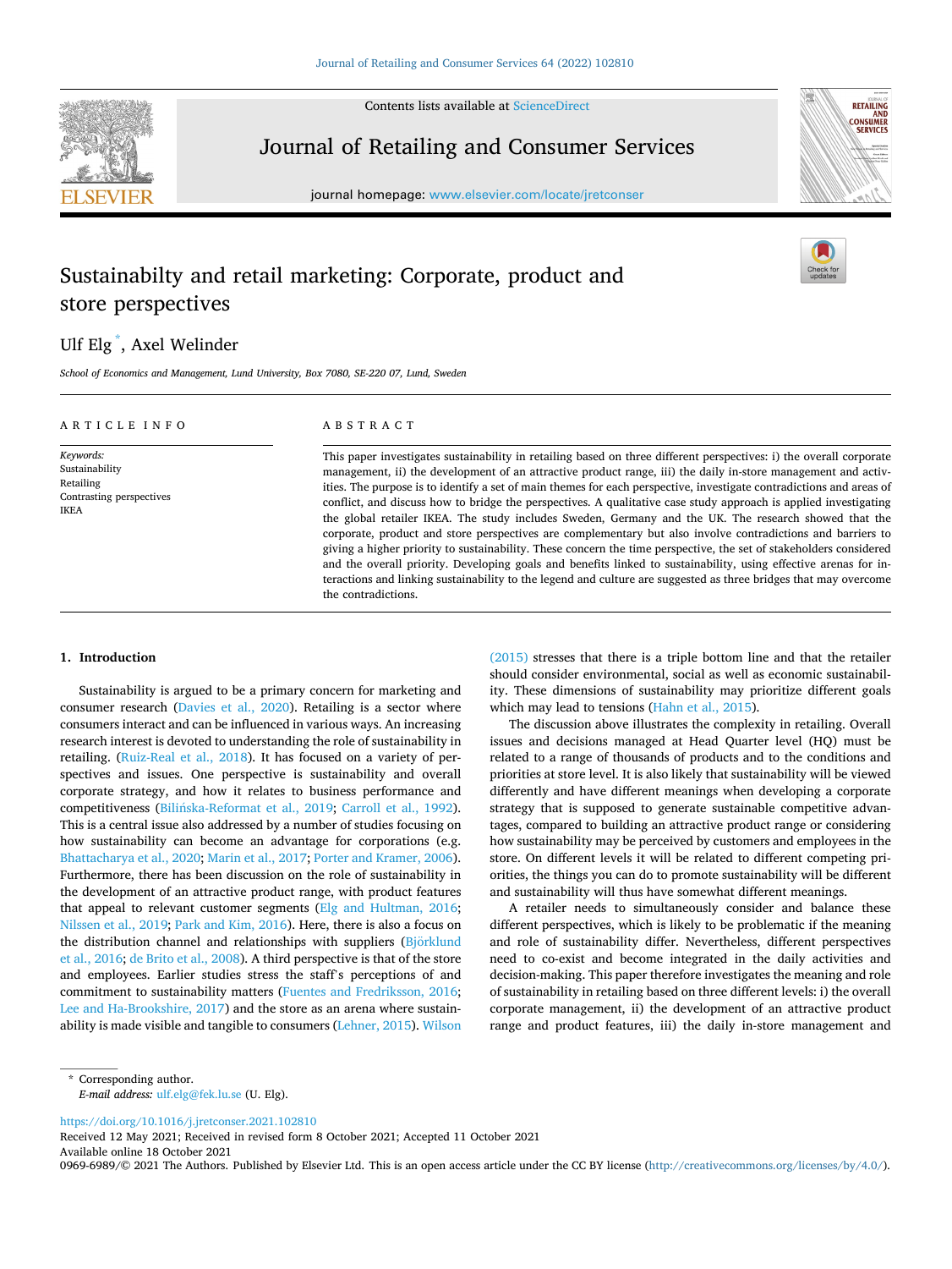# Sustainabilty and retail marketing: Corporate, product and store perspectives

Ulf Elg *, Axel Welinder

*School of Economics and Management, Lund University, Box 7080, SE-220 07, Lund, Sweden*

ARTICLE INFO

*Keywords:*
Sustainability
Retailing
Contrasting perspectives
IKEA

ABSTRACT

This paper investigates sustainability in retailing based on three different perspectives: i) the overall corporate management, ii) the development of an attractive product range, iii) the daily in-store management and activities. The purpose is to identify a set of main themes for each perspective, investigate contradictions and areas of conflict, and discuss how to bridge the perspectives. A qualitative case study approach is applied investigating the global retailer IKEA. The study includes Sweden, Germany and the UK. The research showed that the corporate, product and store perspectives are complementary but also involve contradictions and barriers to giving a higher priority to sustainability. These concern the time perspective, the set of stakeholders considered and the overall priority. Developing goals and benefits linked to sustainability, using effective arenas for interactions and linking sustainability to the legend and culture are suggested as three bridges that may overcome the contradictions.

## 1. Introduction

Sustainability is argued to be a primary concern for marketing and consumer research (Davies et al., 2020). Retailing is a sector where consumers interact and can be influenced in various ways. An increasing research interest is devoted to understanding the role of sustainability in retailing. (Ruiz-Real et al., 2018). It has focused on a variety of perspectives and issues. One perspective is sustainability and overall corporate strategy, and how it relates to business performance and competitiveness (Bilińska-Reformat et al., 2019; Carroll et al., 1992). This is a central issue also addressed by a number of studies focusing on how sustainability can become an advantage for corporations (e.g. Bhattacharya et al., 2020; Marin et al., 2017; Porter and Kramer, 2006). Furthermore, there has been discussion on the role of sustainability in the development of an attractive product range, with product features that appeal to relevant customer segments (Elg and Hultman, 2016; Nilssen et al., 2019; Park and Kim, 2016). Here, there is also a focus on the distribution channel and relationships with suppliers (Björklund et al., 2016; de Brito et al., 2008). A third perspective is that of the store and employees. Earlier studies stress the staff's perceptions of and commitment to sustainability matters (Fuentes and Fredriksson, 2016; Lee and Ha-Brookshire, 2017) and the store as an arena where sustainability is made visible and tangible to consumers (Lehner, 2015). Wilson (2015) stresses that there is a triple bottom line and that the retailer should consider environmental, social as well as economic sustainability. These dimensions of sustainability may prioritize different goals which may lead to tensions (Hahn et al., 2015).

The discussion above illustrates the complexity in retailing. Overall issues and decisions managed at Head Quarter level (HQ) must be related to a range of thousands of products and to the conditions and priorities at store level. It is also likely that sustainability will be viewed differently and have different meanings when developing a corporate strategy that is supposed to generate sustainable competitive advantages, compared to building an attractive product range or considering how sustainability may be perceived by customers and employees in the store. On different levels it will be related to different competing priorities, the things you can do to promote sustainability will be different and sustainability will thus have somewhat different meanings.

A retailer needs to simultaneously consider and balance these different perspectives, which is likely to be problematic if the meaning and role of sustainability differ. Nevertheless, different perspectives need to co-exist and become integrated in the daily activities and decision-making. This paper therefore investigates the meaning and role of sustainability in retailing based on three different levels: i) the overall corporate management, ii) the development of an attractive product range and product features, iii) the daily in-store management and

\* Corresponding author.
*E-mail address:* ulf.elg@fek.lu.se (U. Elg).

https://doi.org/10.1016/j.jretconser.2021.102810
Received 12 May 2021; Received in revised form 8 October 2021; Accepted 11 October 2021
Available online 18 October 2021
0969-6989/© 2021 The Authors. Published by Elsevier Ltd. This is an open access article under the CC BY license (http://creativecommons.org/licenses/by/4.0/).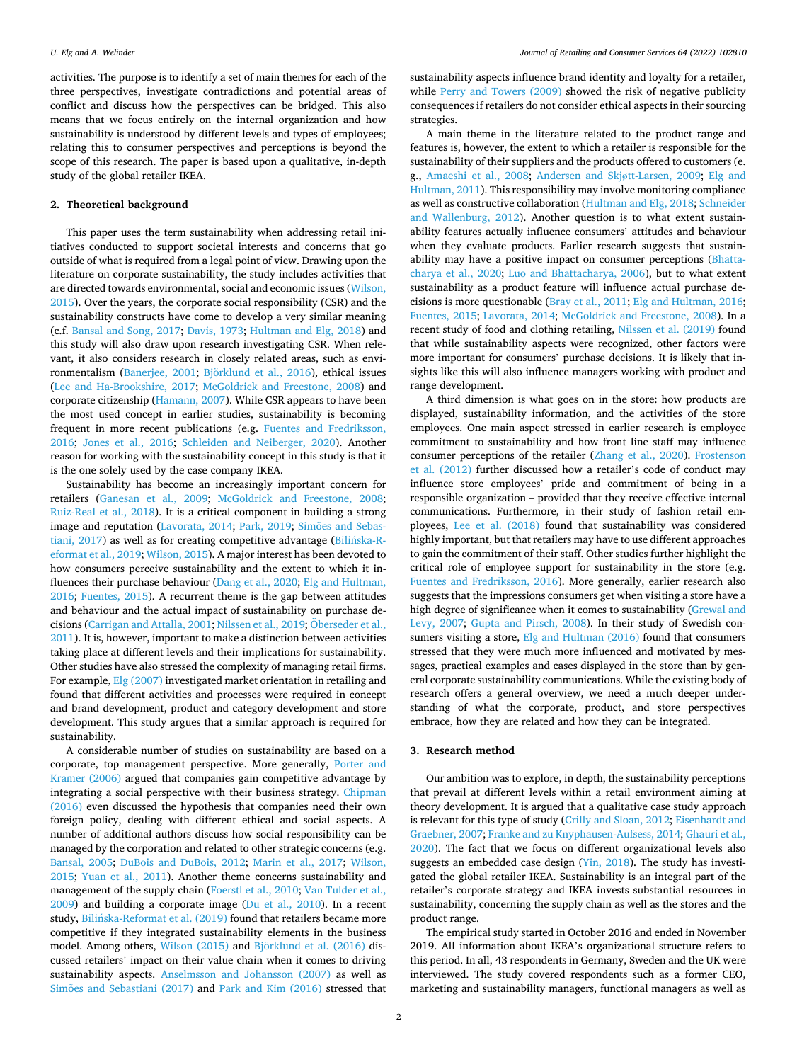activities. The purpose is to identify a set of main themes for each of the three perspectives, investigate contradictions and potential areas of conflict and discuss how the perspectives can be bridged. This also means that we focus entirely on the internal organization and how sustainability is understood by different levels and types of employees; relating this to consumer perspectives and perceptions is beyond the scope of this research. The paper is based upon a qualitative, in-depth study of the global retailer IKEA.

## 2. Theoretical background

This paper uses the term sustainability when addressing retail initiatives conducted to support societal interests and concerns that go outside of what is required from a legal point of view. Drawing upon the literature on corporate sustainability, the study includes activities that are directed towards environmental, social and economic issues (Wilson, 2015). Over the years, the corporate social responsibility (CSR) and the sustainability constructs have come to develop a very similar meaning (c.f. Bansal and Song, 2017; Davis, 1973; Hultman and Elg, 2018) and this study will also draw upon research investigating CSR. When relevant, it also considers research in closely related areas, such as environmentalism (Banerjee, 2001; Björklund et al., 2016), ethical issues (Lee and Ha-Brookshire, 2017; McGoldrick and Freestone, 2008) and corporate citizenship (Hamann, 2007). While CSR appears to have been the most used concept in earlier studies, sustainability is becoming frequent in more recent publications (e.g. Fuentes and Fredriksson, 2016; Jones et al., 2016; Schleiden and Neiberger, 2020). Another reason for working with the sustainability concept in this study is that it is the one solely used by the case company IKEA.

Sustainability has become an increasingly important concern for retailers (Ganesan et al., 2009; McGoldrick and Freestone, 2008; Ruiz-Real et al., 2018). It is a critical component in building a strong image and reputation (Lavorata, 2014; Park, 2019; Simões and Sebastiani, 2017) as well as for creating competitive advantage (Bilińska-Reformat et al., 2019; Wilson, 2015). A major interest has been devoted to how consumers perceive sustainability and the extent to which it influences their purchase behaviour (Dang et al., 2020; Elg and Hultman, 2016; Fuentes, 2015). A recurrent theme is the gap between attitudes and behaviour and the actual impact of sustainability on purchase decisions (Carrigan and Attalla, 2001; Nilssen et al., 2019; Öberseder et al., 2011). It is, however, important to make a distinction between activities taking place at different levels and their implications for sustainability. Other studies have also stressed the complexity of managing retail firms. For example, Elg (2007) investigated market orientation in retailing and found that different activities and processes were required in concept and brand development, product and category development and store development. This study argues that a similar approach is required for sustainability.

A considerable number of studies on sustainability are based on a corporate, top management perspective. More generally, Porter and Kramer (2006) argued that companies gain competitive advantage by integrating a social perspective with their business strategy. Chipman (2016) even discussed the hypothesis that companies need their own foreign policy, dealing with different ethical and social aspects. A number of additional authors discuss how social responsibility can be managed by the corporation and related to other strategic concerns (e.g. Bansal, 2005; DuBois and DuBois, 2012; Marin et al., 2017; Wilson, 2015; Yuan et al., 2011). Another theme concerns sustainability and management of the supply chain (Foerstl et al., 2010; Van Tulder et al., 2009) and building a corporate image (Du et al., 2010). In a recent study, Bilińska-Reformat et al. (2019) found that retailers became more competitive if they integrated sustainability elements in the business model. Among others, Wilson (2015) and Björklund et al. (2016) discussed retailers' impact on their value chain when it comes to driving sustainability aspects. Anselmsson and Johansson (2007) as well as Simões and Sebastiani (2017) and Park and Kim (2016) stressed that sustainability aspects influence brand identity and loyalty for a retailer, while Perry and Towers (2009) showed the risk of negative publicity consequences if retailers do not consider ethical aspects in their sourcing strategies.

A main theme in the literature related to the product range and features is, however, the extent to which a retailer is responsible for the sustainability of their suppliers and the products offered to customers (e.g., Amaeshi et al., 2008; Andersen and Skjøtt-Larsen, 2009; Elg and Hultman, 2011). This responsibility may involve monitoring compliance as well as constructive collaboration (Hultman and Elg, 2018; Schneider and Wallenburg, 2012). Another question is to what extent sustainability features actually influence consumers' attitudes and behaviour when they evaluate products. Earlier research suggests that sustainability may have a positive impact on consumer perceptions (Bhattacharya et al., 2020; Luo and Bhattacharya, 2006), but to what extent sustainability as a product feature will influence actual purchase decisions is more questionable (Bray et al., 2011; Elg and Hultman, 2016; Fuentes, 2015; Lavorata, 2014; McGoldrick and Freestone, 2008). In a recent study of food and clothing retailing, Nilssen et al. (2019) found that while sustainability aspects were recognized, other factors were more important for consumers' purchase decisions. It is likely that insights like this will also influence managers working with product and range development.

A third dimension is what goes on in the store: how products are displayed, sustainability information, and the activities of the store employees. One main aspect stressed in earlier research is employee commitment to sustainability and how front line staff may influence consumer perceptions of the retailer (Zhang et al., 2020). Frostenson et al. (2012) further discussed how a retailer's code of conduct may influence store employees' pride and commitment of being in a responsible organization – provided that they receive effective internal communications. Furthermore, in their study of fashion retail employees, Lee et al. (2018) found that sustainability was considered highly important, but that retailers may have to use different approaches to gain the commitment of their staff. Other studies further highlight the critical role of employee support for sustainability in the store (e.g. Fuentes and Fredriksson, 2016). More generally, earlier research also suggests that the impressions consumers get when visiting a store have a high degree of significance when it comes to sustainability (Grewal and Levy, 2007; Gupta and Pirsch, 2008). In their study of Swedish consumers visiting a store, Elg and Hultman (2016) found that consumers stressed that they were much more influenced and motivated by messages, practical examples and cases displayed in the store than by general corporate sustainability communications. While the existing body of research offers a general overview, we need a much deeper understanding of what the corporate, product, and store perspectives embrace, how they are related and how they can be integrated.

## 3. Research method

Our ambition was to explore, in depth, the sustainability perceptions that prevail at different levels within a retail environment aiming at theory development. It is argued that a qualitative case study approach is relevant for this type of study (Crilly and Sloan, 2012; Eisenhardt and Graebner, 2007; Franke and zu Knyphausen-Aufsess, 2014; Ghauri et al., 2020). The fact that we focus on different organizational levels also suggests an embedded case design (Yin, 2018). The study has investigated the global retailer IKEA. Sustainability is an integral part of the retailer's corporate strategy and IKEA invests substantial resources in sustainability, concerning the supply chain as well as the stores and the product range.

The empirical study started in October 2016 and ended in November 2019. All information about IKEA's organizational structure refers to this period. In all, 43 respondents in Germany, Sweden and the UK were interviewed. The study covered respondents such as a former CEO, marketing and sustainability managers, functional managers as well as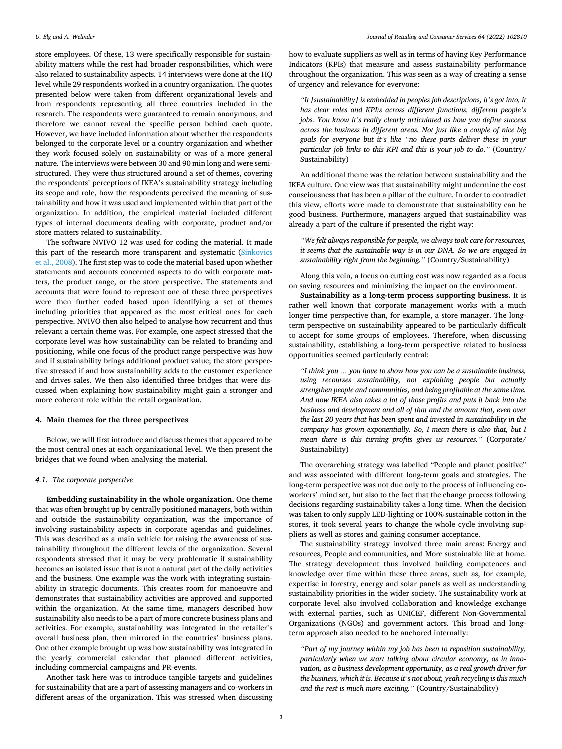store employees. Of these, 13 were specifically responsible for sustainability matters while the rest had broader responsibilities, which were also related to sustainability aspects. 14 interviews were done at the HQ level while 29 respondents worked in a country organization. The quotes presented below were taken from different organizational levels and from respondents representing all three countries included in the research. The respondents were guaranteed to remain anonymous, and therefore we cannot reveal the specific person behind each quote. However, we have included information about whether the respondents belonged to the corporate level or a country organization and whether they work focused solely on sustainability or was of a more general nature. The interviews were between 30 and 90 min long and were semi-structured. They were thus structured around a set of themes, covering the respondents' perceptions of IKEA's sustainability strategy including its scope and role, how the respondents perceived the meaning of sustainability and how it was used and implemented within that part of the organization. In addition, the empirical material included different types of internal documents dealing with corporate, product and/or store matters related to sustainability.

The software NVIVO 12 was used for coding the material. It made this part of the research more transparent and systematic (Sinkovics et al., 2008). The first step was to code the material based upon whether statements and accounts concerned aspects to do with corporate matters, the product range, or the store perspective. The statements and accounts that were found to represent one of these three perspectives were then further coded based upon identifying a set of themes including priorities that appeared as the most critical ones for each perspective. NVIVO then also helped to analyse how recurrent and thus relevant a certain theme was. For example, one aspect stressed that the corporate level was how sustainability can be related to branding and positioning, while one focus of the product range perspective was how and if sustainability brings additional product value; the store perspective stressed if and how sustainability adds to the customer experience and drives sales. We then also identified three bridges that were discussed when explaining how sustainability might gain a stronger and more coherent role within the retail organization.

## 4. Main themes for the three perspectives

Below, we will first introduce and discuss themes that appeared to be the most central ones at each organizational level. We then present the bridges that we found when analysing the material.

### 4.1. The corporate perspective

**Embedding sustainability in the whole organization.** One theme that was often brought up by centrally positioned managers, both within and outside the sustainability organization, was the importance of involving sustainability aspects in corporate agendas and guidelines. This was described as a main vehicle for raising the awareness of sustainability throughout the different levels of the organization. Several respondents stressed that it may be very problematic if sustainability becomes an isolated issue that is not a natural part of the daily activities and the business. One example was the work with integrating sustainability in strategic documents. This creates room for manoeuvre and demonstrates that sustainability activities are approved and supported within the organization. At the same time, managers described how sustainability also needs to be a part of more concrete business plans and activities. For example, sustainability was integrated in the retailer's overall business plan, then mirrored in the countries' business plans. One other example brought up was how sustainability was integrated in the yearly commercial calendar that planned different activities, including commercial campaigns and PR-events.

Another task here was to introduce tangible targets and guidelines for sustainability that are a part of assessing managers and co-workers in different areas of the organization. This was stressed when discussing how to evaluate suppliers as well as in terms of having Key Performance Indicators (KPIs) that measure and assess sustainability performance throughout the organization. This was seen as a way of creating a sense of urgency and relevance for everyone:

> *"It [sustainability] is embedded in peoples job descriptions, it's got into, it has clear roles and KPI:s across different functions, different people's jobs. You know it's really clearly articulated as how you define success across the business in different areas. Not just like a couple of nice big goals for everyone but it's like "no these parts deliver these in your particular job links to this KPI and this is your job to do."* (Country/Sustainability)

An additional theme was the relation between sustainability and the IKEA culture. One view was that sustainability might undermine the cost consciousness that has been a pillar of the culture. In order to contradict this view, efforts were made to demonstrate that sustainability can be good business. Furthermore, managers argued that sustainability was already a part of the culture if presented the right way:

> *"We felt always responsible for people, we always took care for resources, it seems that the sustainable way is in our DNA. So we are engaged in sustainability right from the beginning."* (Country/Sustainability)

Along this vein, a focus on cutting cost was now regarded as a focus on saving resources and minimizing the impact on the environment.

**Sustainability as a long-term process supporting business.** It is rather well known that corporate management works with a much longer time perspective than, for example, a store manager. The long-term perspective on sustainability appeared to be particularly difficult to accept for some groups of employees. Therefore, when discussing sustainability, establishing a long-term perspective related to business opportunities seemed particularly central:

> *"I think you … you have to show how you can be a sustainable business, using recourses sustainability, not exploiting people but actually strengthen people and communities, and being profitable at the same time. And now IKEA also takes a lot of those profits and puts it back into the business and development and all of that and the amount that, even over the last 20 years that has been spent and invested in sustainability in the company has grown exponentially. So, I mean there is also that, but I mean there is this turning profits gives us resources."* (Corporate/Sustainability)

The overarching strategy was labelled "People and planet positive" and was associated with different long-term goals and strategies. The long-term perspective was not due only to the process of influencing co-workers' mind set, but also to the fact that the change process following decisions regarding sustainability takes a long time. When the decision was taken to only supply LED-lighting or 100% sustainable cotton in the stores, it took several years to change the whole cycle involving suppliers as well as stores and gaining consumer acceptance.

The sustainability strategy involved three main areas: Energy and resources, People and communities, and More sustainable life at home. The strategy development thus involved building competences and knowledge over time within these three areas, such as, for example, expertise in forestry, energy and solar panels as well as understanding sustainability priorities in the wider society. The sustainability work at corporate level also involved collaboration and knowledge exchange with external parties, such as UNICEF, different Non-Governmental Organizations (NGOs) and government actors. This broad and long-term approach also needed to be anchored internally:

> *"Part of my journey within my job has been to reposition sustainability, particularly when we start talking about circular economy, as in innovation, as a business development opportunity, as a real growth driver for the business, which it is. Because it's not about, yeah recycling is this much and the rest is much more exciting."* (Country/Sustainability)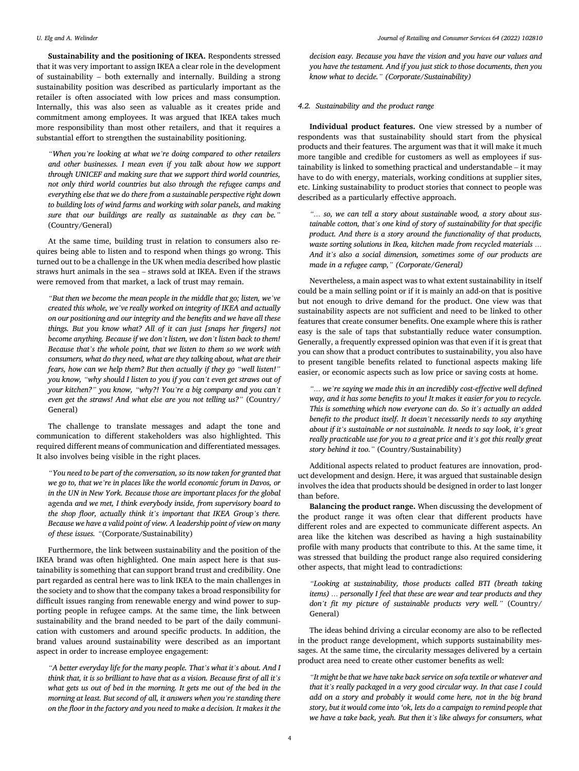**Sustainability and the positioning of IKEA.** Respondents stressed that it was very important to assign IKEA a clear role in the development of sustainability – both externally and internally. Building a strong sustainability position was described as particularly important as the retailer is often associated with low prices and mass consumption. Internally, this was also seen as valuable as it creates pride and commitment among employees. It was argued that IKEA takes much more responsibility than most other retailers, and that it requires a substantial effort to strengthen the sustainability positioning.

> *"When you're looking at what we're doing compared to other retailers and other businesses. I mean even if you talk about how we support through UNICEF and making sure that we support third world countries, not only third world countries but also through the refugee camps and everything else that we do there from a sustainable perspective right down to building lots of wind farms and working with solar panels, and making sure that our buildings are really as sustainable as they can be."* (Country/General)

At the same time, building trust in relation to consumers also requires being able to listen and to respond when things go wrong. This turned out to be a challenge in the UK when media described how plastic straws hurt animals in the sea – straws sold at IKEA. Even if the straws were removed from that market, a lack of trust may remain.

> *"But then we become the mean people in the middle that go; listen, we've created this whole, we've really worked on integrity of IKEA and actually on our positioning and our integrity and the benefits and we have all these things. But you know what? All of it can just [snaps her fingers] not become anything. Because if we don't listen, we don't listen back to them! Because that's the whole point, that we listen to them so we work with consumers, what do they need, what are they talking about, what are their fears, how can we help them? But then actually if they go "well listen!" you know, "why should I listen to you if you can't even get straws out of your kitchen?" you know, "why?! You're a big company and you can't even get the straws! And what else are you not telling us?"* (Country/General)

The challenge to translate messages and adapt the tone and communication to different stakeholders was also highlighted. This required different means of communication and differentiated messages. It also involves being visible in the right places.

> *"You need to be part of the conversation, so its now taken for granted that we go to, that we're in places like the world economic forum in Davos, or in the UN in New York. Because those are important places for the global* agenda *and we met, I think everybody inside, from supervisory board to the shop floor, actually think it's important that IKEA Group's there. Because we have a valid point of view. A leadership point of view on many of these issues. "*(Corporate/Sustainability)

Furthermore, the link between sustainability and the position of the IKEA brand was often highlighted. One main aspect here is that sustainability is something that can support brand trust and credibility. One part regarded as central here was to link IKEA to the main challenges in the society and to show that the company takes a broad responsibility for difficult issues ranging from renewable energy and wind power to supporting people in refugee camps. At the same time, the link between sustainability and the brand needed to be part of the daily communication with customers and around specific products. In addition, the brand values around sustainability were described as an important aspect in order to increase employee engagement:

> *"A better everyday life for the many people. That's what it's about. And I think that, it is so brilliant to have that as a vision. Because first of all it's what gets us out of bed in the morning. It gets me out of the bed in the morning at least. But second of all, it answers when you're standing there on the floor in the factory and you need to make a decision. It makes it the decision easy. Because you have the vision and you have our values and you have the testament. And if you just stick to those documents, then you know what to decide." (Corporate/Sustainability)*

### *4.2. Sustainability and the product range*

**Individual product features.** One view stressed by a number of respondents was that sustainability should start from the physical products and their features. The argument was that it will make it much more tangible and credible for customers as well as employees if sustainability is linked to something practical and understandable – it may have to do with energy, materials, working conditions at supplier sites, etc. Linking sustainability to product stories that connect to people was described as a particularly effective approach.

> *"… so, we can tell a story about sustainable wood, a story about sustainable cotton, that's one kind of story of sustainability for that specific product. And there is a story around the functionality of that products, waste sorting solutions in Ikea, kitchen made from recycled materials … And it's also a social dimension, sometimes some of our products are made in a refugee camp," (Corporate/General)*

Nevertheless, a main aspect was to what extent sustainability in itself could be a main selling point or if it is mainly an add-on that is positive but not enough to drive demand for the product. One view was that sustainability aspects are not sufficient and need to be linked to other features that create consumer benefits. One example where this is rather easy is the sale of taps that substantially reduce water consumption. Generally, a frequently expressed opinion was that even if it is great that you can show that a product contributes to sustainability, you also have to present tangible benefits related to functional aspects making life easier, or economic aspects such as low price or saving costs at home.

> *"… we're saying we made this in an incredibly cost-effective well defined way, and it has some benefits to you! It makes it easier for you to recycle. This is something which now everyone can do. So it's actually an added benefit to the product itself. It doesn't necessarily needs to say anything about if it's sustainable or not sustainable. It needs to say look, it's great really practicable use for you to a great price and it's got this really great story behind it too."* (Country/Sustainability)

Additional aspects related to product features are innovation, product development and design. Here, it was argued that sustainable design involves the idea that products should be designed in order to last longer than before.

**Balancing the product range.** When discussing the development of the product range it was often clear that different products have different roles and are expected to communicate different aspects. An area like the kitchen was described as having a high sustainability profile with many products that contribute to this. At the same time, it was stressed that building the product range also required considering other aspects, that might lead to contradictions:

> *"Looking at sustainability, those products called BTI (breath taking items) … personally I feel that these are wear and tear products and they don't fit my picture of sustainable products very well."* (Country/General)

The ideas behind driving a circular economy are also to be reflected in the product range development, which supports sustainability messages. At the same time, the circularity messages delivered by a certain product area need to create other customer benefits as well:

> *"It might be that we have take back service on sofa textile or whatever and that it's really packaged in a very good circular way. In that case I could add on a story and probably it would come here, not in the big brand story, but it would come into 'ok, lets do a campaign to remind people that we have a take back, yeah. But then it's like always for consumers, what*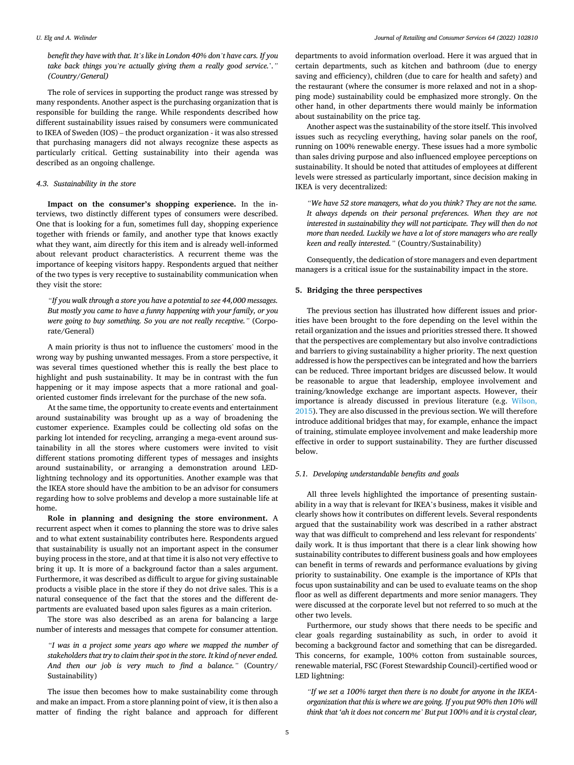*benefit they have with that. It's like in London 40% don't have cars. If you take back things you're actually giving them a really good service.'."* (Country/General)

The role of services in supporting the product range was stressed by many respondents. Another aspect is the purchasing organization that is responsible for building the range. While respondents described how different sustainability issues raised by consumers were communicated to IKEA of Sweden (IOS) – the product organization - it was also stressed that purchasing managers did not always recognize these aspects as particularly critical. Getting sustainability into their agenda was described as an ongoing challenge.

### 4.3. Sustainability in the store

**Impact on the consumer's shopping experience.** In the interviews, two distinctly different types of consumers were described. One that is looking for a fun, sometimes full day, shopping experience together with friends or family, and another type that knows exactly what they want, aim directly for this item and is already well-informed about relevant product characteristics. A recurrent theme was the importance of keeping visitors happy. Respondents argued that neither of the two types is very receptive to sustainability communication when they visit the store:

> *"If you walk through a store you have a potential to see 44,000 messages. But mostly you came to have a funny happening with your family, or you were going to buy something. So you are not really receptive."* (Corporate/General)

A main priority is thus not to influence the customers' mood in the wrong way by pushing unwanted messages. From a store perspective, it was several times questioned whether this is really the best place to highlight and push sustainability. It may be in contrast with the fun happening or it may impose aspects that a more rational and goal-oriented customer finds irrelevant for the purchase of the new sofa.

At the same time, the opportunity to create events and entertainment around sustainability was brought up as a way of broadening the customer experience. Examples could be collecting old sofas on the parking lot intended for recycling, arranging a mega-event around sustainability in all the stores where customers were invited to visit different stations promoting different types of messages and insights around sustainability, or arranging a demonstration around LED-lightning technology and its opportunities. Another example was that the IKEA store should have the ambition to be an advisor for consumers regarding how to solve problems and develop a more sustainable life at home.

**Role in planning and designing the store environment.** A recurrent aspect when it comes to planning the store was to drive sales and to what extent sustainability contributes here. Respondents argued that sustainability is usually not an important aspect in the consumer buying process in the store, and at that time it is also not very effective to bring it up. It is more of a background factor than a sales argument. Furthermore, it was described as difficult to argue for giving sustainable products a visible place in the store if they do not drive sales. This is a natural consequence of the fact that the stores and the different departments are evaluated based upon sales figures as a main criterion.

The store was also described as an arena for balancing a large number of interests and messages that compete for consumer attention.

> *"I was in a project some years ago where we mapped the number of stakeholders that try to claim their spot in the store. It kind of never ended. And then our job is very much to find a balance."* (Country/Sustainability)

The issue then becomes how to make sustainability come through and make an impact. From a store planning point of view, it is then also a matter of finding the right balance and approach for different departments to avoid information overload. Here it was argued that in certain departments, such as kitchen and bathroom (due to energy saving and efficiency), children (due to care for health and safety) and the restaurant (where the consumer is more relaxed and not in a shopping mode) sustainability could be emphasized more strongly. On the other hand, in other departments there would mainly be information about sustainability on the price tag.

Another aspect was the sustainability of the store itself. This involved issues such as recycling everything, having solar panels on the roof, running on 100% renewable energy. These issues had a more symbolic than sales driving purpose and also influenced employee perceptions on sustainability. It should be noted that attitudes of employees at different levels were stressed as particularly important, since decision making in IKEA is very decentralized:

> *"We have 52 store managers, what do you think? They are not the same. It always depends on their personal preferences. When they are not interested in sustainability they will not participate. They will then do not more than needed. Luckily we have a lot of store managers who are really keen and really interested."* (Country/Sustainability)

Consequently, the dedication of store managers and even department managers is a critical issue for the sustainability impact in the store.

## 5. Bridging the three perspectives

The previous section has illustrated how different issues and priorities have been brought to the fore depending on the level within the retail organization and the issues and priorities stressed there. It showed that the perspectives are complementary but also involve contradictions and barriers to giving sustainability a higher priority. The next question addressed is how the perspectives can be integrated and how the barriers can be reduced. Three important bridges are discussed below. It would be reasonable to argue that leadership, employee involvement and training/knowledge exchange are important aspects. However, their importance is already discussed in previous literature (e.g. Wilson, 2015). They are also discussed in the previous section. We will therefore introduce additional bridges that may, for example, enhance the impact of training, stimulate employee involvement and make leadership more effective in order to support sustainability. They are further discussed below.

### 5.1. Developing understandable benefits and goals

All three levels highlighted the importance of presenting sustainability in a way that is relevant for IKEA's business, makes it visible and clearly shows how it contributes on different levels. Several respondents argued that the sustainability work was described in a rather abstract way that was difficult to comprehend and less relevant for respondents' daily work. It is thus important that there is a clear link showing how sustainability contributes to different business goals and how employees can benefit in terms of rewards and performance evaluations by giving priority to sustainability. One example is the importance of KPIs that focus upon sustainability and can be used to evaluate teams on the shop floor as well as different departments and more senior managers. They were discussed at the corporate level but not referred to so much at the other two levels.

Furthermore, our study shows that there needs to be specific and clear goals regarding sustainability as such, in order to avoid it becoming a background factor and something that can be disregarded. This concerns, for example, 100% cotton from sustainable sources, renewable material, FSC (Forest Stewardship Council)-certified wood or LED lightning:

> *"If we set a 100% target then there is no doubt for anyone in the IKEA-organization that this is where we are going. If you put 90% then 10% will think that 'ah it does not concern me' But put 100% and it is crystal clear,*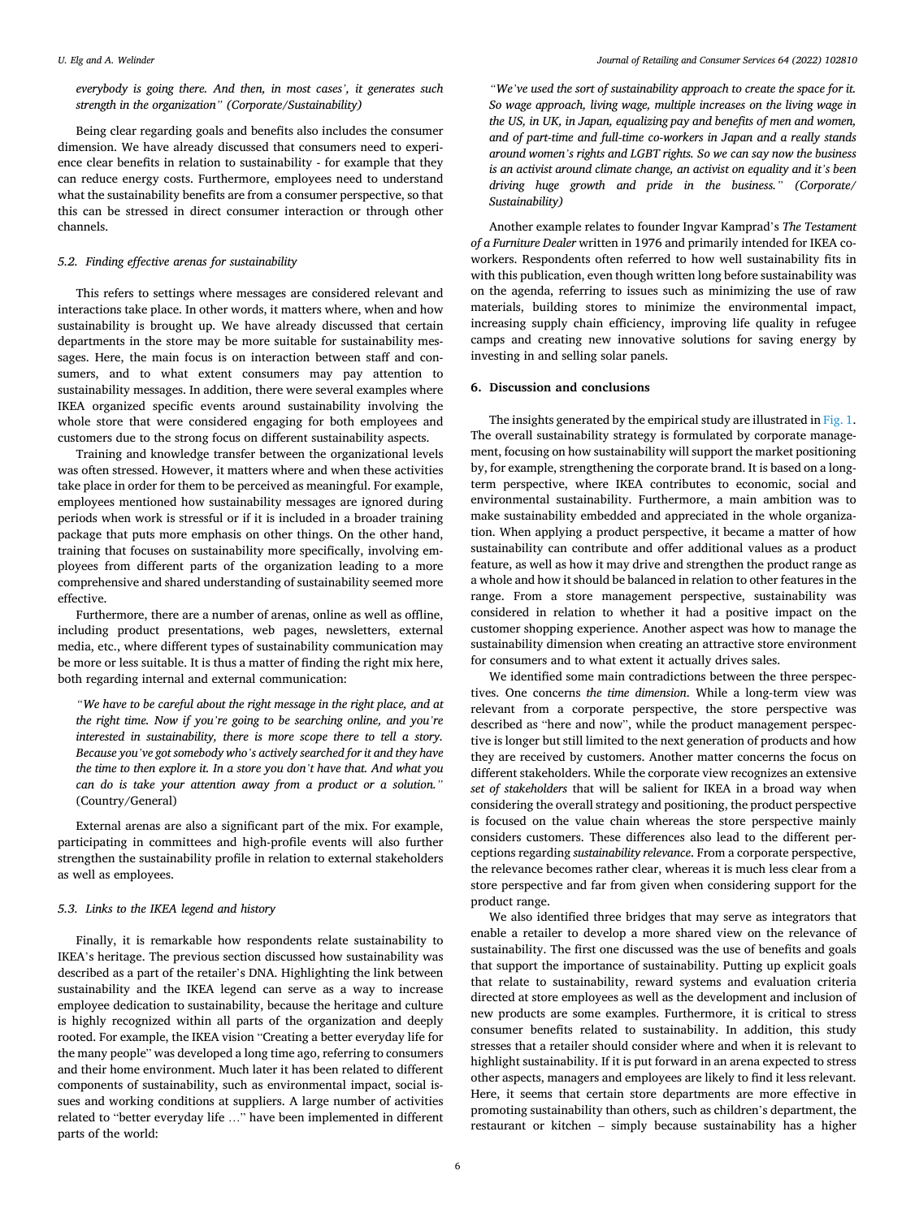*everybody is going there. And then, in most cases', it generates such strength in the organization" (Corporate/Sustainability)*

Being clear regarding goals and benefits also includes the consumer dimension. We have already discussed that consumers need to experience clear benefits in relation to sustainability - for example that they can reduce energy costs. Furthermore, employees need to understand what the sustainability benefits are from a consumer perspective, so that this can be stressed in direct consumer interaction or through other channels.

### 5.2. Finding effective arenas for sustainability

This refers to settings where messages are considered relevant and interactions take place. In other words, it matters where, when and how sustainability is brought up. We have already discussed that certain departments in the store may be more suitable for sustainability messages. Here, the main focus is on interaction between staff and consumers, and to what extent consumers may pay attention to sustainability messages. In addition, there were several examples where IKEA organized specific events around sustainability involving the whole store that were considered engaging for both employees and customers due to the strong focus on different sustainability aspects.

Training and knowledge transfer between the organizational levels was often stressed. However, it matters where and when these activities take place in order for them to be perceived as meaningful. For example, employees mentioned how sustainability messages are ignored during periods when work is stressful or if it is included in a broader training package that puts more emphasis on other things. On the other hand, training that focuses on sustainability more specifically, involving employees from different parts of the organization leading to a more comprehensive and shared understanding of sustainability seemed more effective.

Furthermore, there are a number of arenas, online as well as offline, including product presentations, web pages, newsletters, external media, etc., where different types of sustainability communication may be more or less suitable. It is thus a matter of finding the right mix here, both regarding internal and external communication:

> *"We have to be careful about the right message in the right place, and at the right time. Now if you're going to be searching online, and you're interested in sustainability, there is more scope there to tell a story. Because you've got somebody who's actively searched for it and they have the time to then explore it. In a store you don't have that. And what you can do is take your attention away from a product or a solution."* (Country/General)

External arenas are also a significant part of the mix. For example, participating in committees and high-profile events will also further strengthen the sustainability profile in relation to external stakeholders as well as employees.

### 5.3. Links to the IKEA legend and history

Finally, it is remarkable how respondents relate sustainability to IKEA's heritage. The previous section discussed how sustainability was described as a part of the retailer's DNA. Highlighting the link between sustainability and the IKEA legend can serve as a way to increase employee dedication to sustainability, because the heritage and culture is highly recognized within all parts of the organization and deeply rooted. For example, the IKEA vision "Creating a better everyday life for the many people" was developed a long time ago, referring to consumers and their home environment. Much later it has been related to different components of sustainability, such as environmental impact, social issues and working conditions at suppliers. A large number of activities related to "better everyday life …" have been implemented in different parts of the world:

> *"We've used the sort of sustainability approach to create the space for it. So wage approach, living wage, multiple increases on the living wage in the US, in UK, in Japan, equalizing pay and benefits of men and women, and of part-time and full-time co-workers in Japan and a really stands around women's rights and LGBT rights. So we can say now the business is an activist around climate change, an activist on equality and it's been driving huge growth and pride in the business." (Corporate/Sustainability)*

Another example relates to founder Ingvar Kamprad's *The Testament of a Furniture Dealer* written in 1976 and primarily intended for IKEA co-workers. Respondents often referred to how well sustainability fits in with this publication, even though written long before sustainability was on the agenda, referring to issues such as minimizing the use of raw materials, building stores to minimize the environmental impact, increasing supply chain efficiency, improving life quality in refugee camps and creating new innovative solutions for saving energy by investing in and selling solar panels.

## 6. Discussion and conclusions

The insights generated by the empirical study are illustrated in Fig. 1. The overall sustainability strategy is formulated by corporate management, focusing on how sustainability will support the market positioning by, for example, strengthening the corporate brand. It is based on a long-term perspective, where IKEA contributes to economic, social and environmental sustainability. Furthermore, a main ambition was to make sustainability embedded and appreciated in the whole organization. When applying a product perspective, it became a matter of how sustainability can contribute and offer additional values as a product feature, as well as how it may drive and strengthen the product range as a whole and how it should be balanced in relation to other features in the range. From a store management perspective, sustainability was considered in relation to whether it had a positive impact on the customer shopping experience. Another aspect was how to manage the sustainability dimension when creating an attractive store environment for consumers and to what extent it actually drives sales.

We identified some main contradictions between the three perspectives. One concerns *the time dimension*. While a long-term view was relevant from a corporate perspective, the store perspective was described as "here and now", while the product management perspective is longer but still limited to the next generation of products and how they are received by customers. Another matter concerns the focus on different stakeholders. While the corporate view recognizes an extensive *set of stakeholders* that will be salient for IKEA in a broad way when considering the overall strategy and positioning, the product perspective is focused on the value chain whereas the store perspective mainly considers customers. These differences also lead to the different perceptions regarding *sustainability relevance*. From a corporate perspective, the relevance becomes rather clear, whereas it is much less clear from a store perspective and far from given when considering support for the product range.

We also identified three bridges that may serve as integrators that enable a retailer to develop a more shared view on the relevance of sustainability. The first one discussed was the use of benefits and goals that support the importance of sustainability. Putting up explicit goals that relate to sustainability, reward systems and evaluation criteria directed at store employees as well as the development and inclusion of new products are some examples. Furthermore, it is critical to stress consumer benefits related to sustainability. In addition, this study stresses that a retailer should consider where and when it is relevant to highlight sustainability. If it is put forward in an arena expected to stress other aspects, managers and employees are likely to find it less relevant. Here, it seems that certain store departments are more effective in promoting sustainability than others, such as children's department, the restaurant or kitchen – simply because sustainability has a higher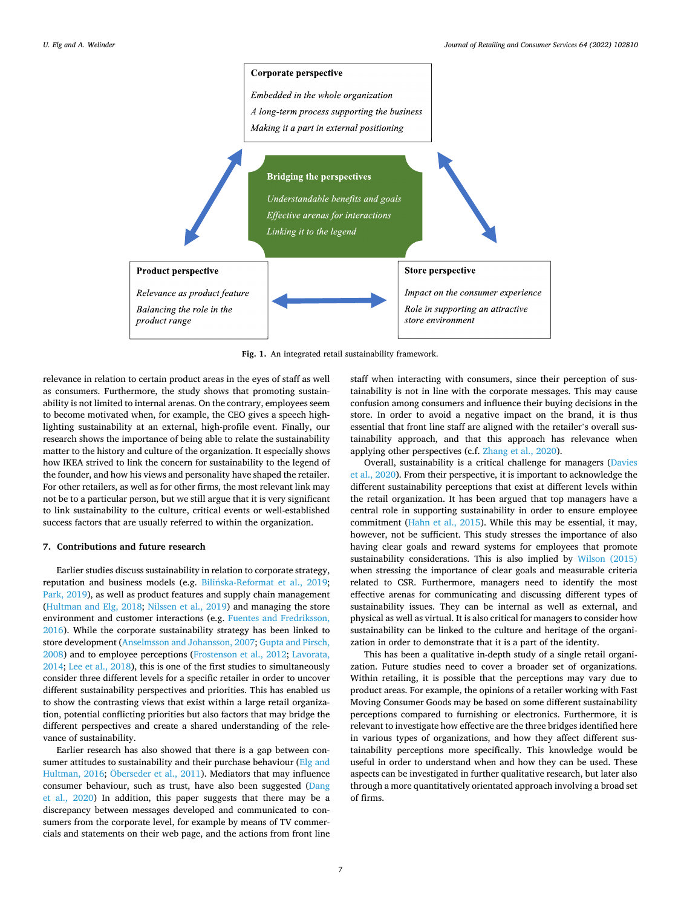**Corporate perspective**

*Embedded in the whole organization*

*A long-term process supporting the business*

*Making it a part in external positioning*

**Bridging the perspectives**

*Understandable benefits and goals*

*Effective arenas for interactions*

*Linking it to the legend*

**Product perspective**

*Relevance as product feature*

*Balancing the role in the product range*

**Store perspective**

*Impact on the consumer experience*

*Role in supporting an attractive store environment*

**Fig. 1.** An integrated retail sustainability framework.

relevance in relation to certain product areas in the eyes of staff as well as consumers. Furthermore, the study shows that promoting sustainability is not limited to internal arenas. On the contrary, employees seem to become motivated when, for example, the CEO gives a speech highlighting sustainability at an external, high-profile event. Finally, our research shows the importance of being able to relate the sustainability matter to the history and culture of the organization. It especially shows how IKEA strived to link the concern for sustainability to the legend of the founder, and how his views and personality have shaped the retailer. For other retailers, as well as for other firms, the most relevant link may not be to a particular person, but we still argue that it is very significant to link sustainability to the culture, critical events or well-established success factors that are usually referred to within the organization.

## 7. Contributions and future research

Earlier studies discuss sustainability in relation to corporate strategy, reputation and business models (e.g. Bilińska-Reformat et al., 2019; Park, 2019), as well as product features and supply chain management (Hultman and Elg, 2018; Nilssen et al., 2019) and managing the store environment and customer interactions (e.g. Fuentes and Fredriksson, 2016). While the corporate sustainability strategy has been linked to store development (Anselmsson and Johansson, 2007; Gupta and Pirsch, 2008) and to employee perceptions (Frostenson et al., 2012; Lavorata, 2014; Lee et al., 2018), this is one of the first studies to simultaneously consider three different levels for a specific retailer in order to uncover different sustainability perspectives and priorities. This has enabled us to show the contrasting views that exist within a large retail organization, potential conflicting priorities but also factors that may bridge the different perspectives and create a shared understanding of the relevance of sustainability.

Earlier research has also showed that there is a gap between consumer attitudes to sustainability and their purchase behaviour (Elg and Hultman, 2016; Öberseder et al., 2011). Mediators that may influence consumer behaviour, such as trust, have also been suggested (Dang et al., 2020) In addition, this paper suggests that there may be a discrepancy between messages developed and communicated to consumers from the corporate level, for example by means of TV commercials and statements on their web page, and the actions from front line staff when interacting with consumers, since their perception of sustainability is not in line with the corporate messages. This may cause confusion among consumers and influence their buying decisions in the store. In order to avoid a negative impact on the brand, it is thus essential that front line staff are aligned with the retailer's overall sustainability approach, and that this approach has relevance when applying other perspectives (c.f. Zhang et al., 2020).

Overall, sustainability is a critical challenge for managers (Davies et al., 2020). From their perspective, it is important to acknowledge the different sustainability perceptions that exist at different levels within the retail organization. It has been argued that top managers have a central role in supporting sustainability in order to ensure employee commitment (Hahn et al., 2015). While this may be essential, it may, however, not be sufficient. This study stresses the importance of also having clear goals and reward systems for employees that promote sustainability considerations. This is also implied by Wilson (2015) when stressing the importance of clear goals and measurable criteria related to CSR. Furthermore, managers need to identify the most effective arenas for communicating and discussing different types of sustainability issues. They can be internal as well as external, and physical as well as virtual. It is also critical for managers to consider how sustainability can be linked to the culture and heritage of the organization in order to demonstrate that it is a part of the identity.

This has been a qualitative in-depth study of a single retail organization. Future studies need to cover a broader set of organizations. Within retailing, it is possible that the perceptions may vary due to product areas. For example, the opinions of a retailer working with Fast Moving Consumer Goods may be based on some different sustainability perceptions compared to furnishing or electronics. Furthermore, it is relevant to investigate how effective are the three bridges identified here in various types of organizations, and how they affect different sustainability perceptions more specifically. This knowledge would be useful in order to understand when and how they can be used. These aspects can be investigated in further qualitative research, but later also through a more quantitatively orientated approach involving a broad set of firms.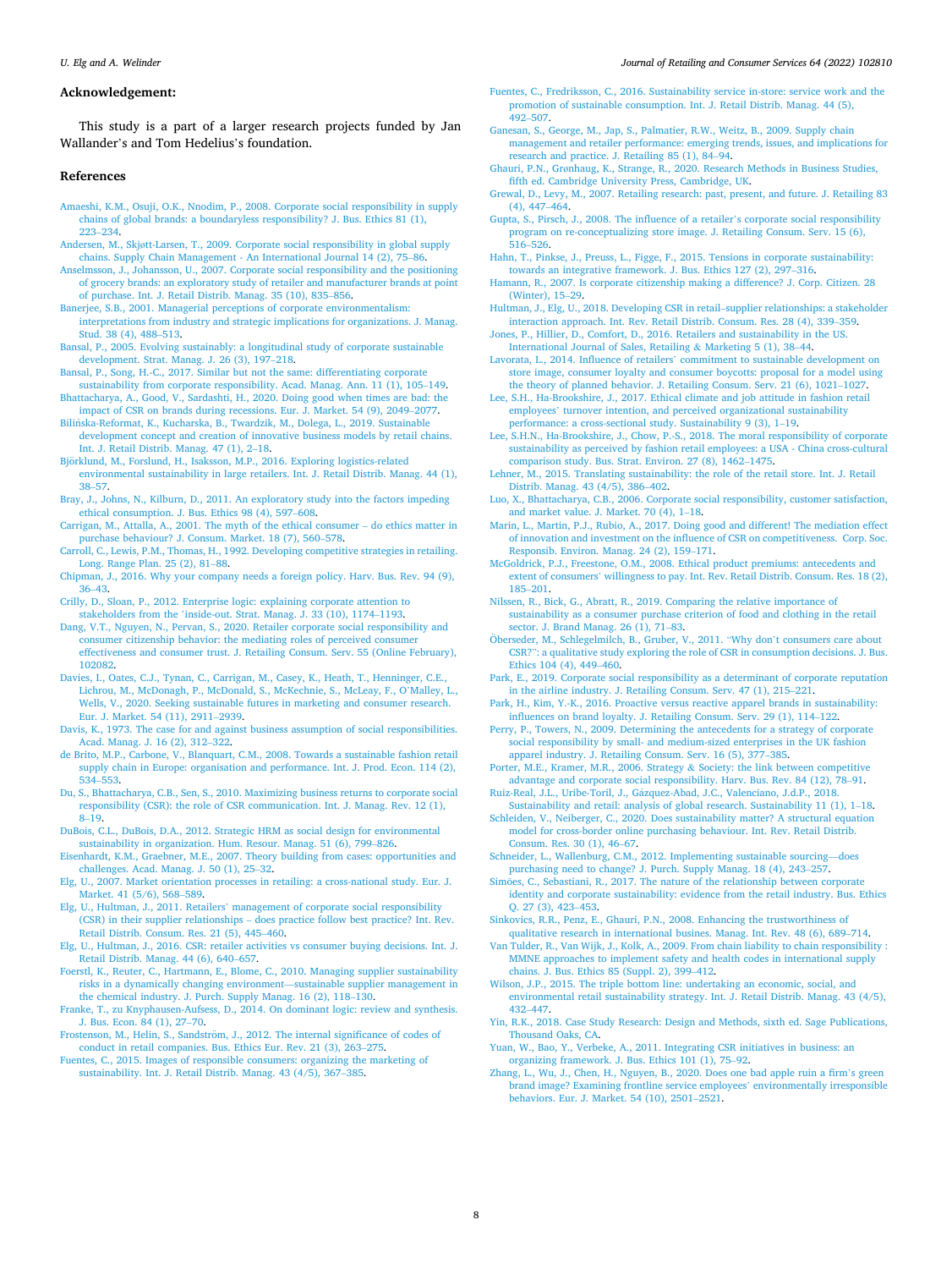## Acknowledgement:

This study is a part of a larger research projects funded by Jan Wallander's and Tom Hedelius's foundation.

## References

Amaeshi, K.M., Osuji, O.K., Nnodim, P., 2008. Corporate social responsibility in supply chains of global brands: a boundaryless responsibility? J. Bus. Ethics 81 (1), 223–234.

Andersen, M., Skjøtt-Larsen, T., 2009. Corporate social responsibility in global supply chains. Supply Chain Management - An International Journal 14 (2), 75–86.

Anselmsson, J., Johansson, U., 2007. Corporate social responsibility and the positioning of grocery brands: an exploratory study of retailer and manufacturer brands at point of purchase. Int. J. Retail Distrib. Manag. 35 (10), 835–856.

Banerjee, S.B., 2001. Managerial perceptions of corporate environmentalism: interpretations from industry and strategic implications for organizations. J. Manag. Stud. 38 (4), 488–513.

Bansal, P., 2005. Evolving sustainably: a longitudinal study of corporate sustainable development. Strat. Manag. J. 26 (3), 197–218.

Bansal, P., Song, H.-C., 2017. Similar but not the same: differentiating corporate sustainability from corporate responsibility. Acad. Manag. Ann. 11 (1), 105–149.

Bhattacharya, A., Good, V., Sardashti, H., 2020. Doing good when times are bad: the impact of CSR on brands during recessions. Eur. J. Market. 54 (9), 2049–2077.

Bilińska-Reformat, K., Kucharska, B., Twardzik, M., Dolega, L., 2019. Sustainable development concept and creation of innovative business models by retail chains. Int. J. Retail Distrib. Manag. 47 (1), 2–18.

Björklund, M., Forslund, H., Isaksson, M.P., 2016. Exploring logistics-related environmental sustainability in large retailers. Int. J. Retail Distrib. Manag. 44 (1), 38–57.

Bray, J., Johns, N., Kilburn, D., 2011. An exploratory study into the factors impeding ethical consumption. J. Bus. Ethics 98 (4), 597–608.

Carrigan, M., Attalla, A., 2001. The myth of the ethical consumer – do ethics matter in purchase behaviour? J. Consum. Market. 18 (7), 560–578.

Carroll, C., Lewis, P.M., Thomas, H., 1992. Developing competitive strategies in retailing. Long. Range Plan. 25 (2), 81–88.

Chipman, J., 2016. Why your company needs a foreign policy. Harv. Bus. Rev. 94 (9), 36–43.

Crilly, D., Sloan, P., 2012. Enterprise logic: explaining corporate attention to stakeholders from the 'inside-out. Strat. Manag. J. 33 (10), 1174–1193.

Dang, V.T., Nguyen, N., Pervan, S., 2020. Retailer corporate social responsibility and consumer citizenship behavior: the mediating roles of perceived consumer effectiveness and consumer trust. J. Retailing Consum. Serv. 55 (Online February), 102082.

Davies, I., Oates, C.J., Tynan, C., Carrigan, M., Casey, K., Heath, T., Henninger, C.E., Lichrou, M., McDonagh, P., McDonald, S., McKechnie, S., McLeay, F., O'Malley, L., Wells, V., 2020. Seeking sustainable futures in marketing and consumer research. Eur. J. Market. 54 (11), 2911–2939.

Davis, K., 1973. The case for and against business assumption of social responsibilities. Acad. Manag. J. 16 (2), 312–322.

de Brito, M.P., Carbone, V., Blanquart, C.M., 2008. Towards a sustainable fashion retail supply chain in Europe: organisation and performance. Int. J. Prod. Econ. 114 (2), 534–553.

Du, S., Bhattacharya, C.B., Sen, S., 2010. Maximizing business returns to corporate social responsibility (CSR): the role of CSR communication. Int. J. Manag. Rev. 12 (1), 8–19.

DuBois, C.L., DuBois, D.A., 2012. Strategic HRM as social design for environmental sustainability in organization. Hum. Resour. Manag. 51 (6), 799–826.

Eisenhardt, K.M., Graebner, M.E., 2007. Theory building from cases: opportunities and challenges. Acad. Manag. J. 50 (1), 25–32.

Elg, U., 2007. Market orientation processes in retailing: a cross-national study. Eur. J. Market. 41 (5/6), 568–589.

Elg, U., Hultman, J., 2011. Retailers' management of corporate social responsibility (CSR) in their supplier relationships – does practice follow best practice? Int. Rev. Retail Distrib. Consum. Res. 21 (5), 445–460.

Elg, U., Hultman, J., 2016. CSR: retailer activities vs consumer buying decisions. Int. J. Retail Distrib. Manag. 44 (6), 640–657.

Foerstl, K., Reuter, C., Hartmann, E., Blome, C., 2010. Managing supplier sustainability risks in a dynamically changing environment—sustainable supplier management in the chemical industry. J. Purch. Supply Manag. 16 (2), 118–130.

Franke, T., zu Knyphausen-Aufsess, D., 2014. On dominant logic: review and synthesis. J. Bus. Econ. 84 (1), 27–70.

Frostenson, M., Helin, S., Sandström, J., 2012. The internal significance of codes of conduct in retail companies. Bus. Ethics Eur. Rev. 21 (3), 263–275.

Fuentes, C., 2015. Images of responsible consumers: organizing the marketing of sustainability. Int. J. Retail Distrib. Manag. 43 (4/5), 367–385.

Fuentes, C., Fredriksson, C., 2016. Sustainability service in-store: service work and the promotion of sustainable consumption. Int. J. Retail Distrib. Manag. 44 (5), 492–507.

Ganesan, S., George, M., Jap, S., Palmatier, R.W., Weitz, B., 2009. Supply chain management and retailer performance: emerging trends, issues, and implications for research and practice. J. Retailing 85 (1), 84–94.

Ghauri, P.N., Grønhaug, K., Strange, R., 2020. Research Methods in Business Studies, fifth ed. Cambridge University Press, Cambridge, UK.

Grewal, D., Levy, M., 2007. Retailing research: past, present, and future. J. Retailing 83 (4), 447–464.

Gupta, S., Pirsch, J., 2008. The influence of a retailer's corporate social responsibility program on re-conceptualizing store image. J. Retailing Consum. Serv. 15 (6), 516–526.

Hahn, T., Pinkse, J., Preuss, L., Figge, F., 2015. Tensions in corporate sustainability: towards an integrative framework. J. Bus. Ethics 127 (2), 297–316.

Hamann, R., 2007. Is corporate citizenship making a difference? J. Corp. Citizen. 28 (Winter), 15–29.

Hultman, J., Elg, U., 2018. Developing CSR in retail–supplier relationships: a stakeholder interaction approach. Int. Rev. Retail Distrib. Consum. Res. 28 (4), 339–359.

Jones, P., Hillier, D., Comfort, D., 2016. Retailers and sustainability in the US. International Journal of Sales, Retailing & Marketing 5 (1), 38–44.

Lavorata, L., 2014. Influence of retailers' commitment to sustainable development on store image, consumer loyalty and consumer boycotts: proposal for a model using the theory of planned behavior. J. Retailing Consum. Serv. 21 (6), 1021–1027.

Lee, S.H., Ha-Brookshire, J., 2017. Ethical climate and job attitude in fashion retail employees' turnover intention, and perceived organizational sustainability performance: a cross-sectional study. Sustainability 9 (3), 1–19.

Lee, S.H.N., Ha-Brookshire, J., Chow, P.-S., 2018. The moral responsibility of corporate sustainability as perceived by fashion retail employees: a USA - China cross-cultural comparison study. Bus. Strat. Environ. 27 (8), 1462–1475.

Lehner, M., 2015. Translating sustainability: the role of the retail store. Int. J. Retail Distrib. Manag. 43 (4/5), 386–402.

Luo, X., Bhattacharya, C.B., 2006. Corporate social responsibility, customer satisfaction, and market value. J. Market. 70 (4), 1–18.

Marin, L., Martin, P.J., Rubio, A., 2017. Doing good and different! The mediation effect of innovation and investment on the influence of CSR on competitiveness. Corp. Soc. Responsib. Environ. Manag. 24 (2), 159–171.

McGoldrick, P.J., Freestone, O.M., 2008. Ethical product premiums: antecedents and extent of consumers' willingness to pay. Int. Rev. Retail Distrib. Consum. Res. 18 (2), 185–201.

Nilssen, R., Bick, G., Abratt, R., 2019. Comparing the relative importance of sustainability as a consumer purchase criterion of food and clothing in the retail sector. J. Brand Manag. 26 (1), 71–83.

Öberseder, M., Schlegelmilch, B., Gruber, V., 2011. "Why don't consumers care about CSR?": a qualitative study exploring the role of CSR in consumption decisions. J. Bus. Ethics 104 (4), 449–460.

Park, E., 2019. Corporate social responsibility as a determinant of corporate reputation in the airline industry. J. Retailing Consum. Serv. 47 (1), 215–221.

Park, H., Kim, Y.-K., 2016. Proactive versus reactive apparel brands in sustainability: influences on brand loyalty. J. Retailing Consum. Serv. 29 (1), 114–122.

Perry, P., Towers, N., 2009. Determining the antecedents for a strategy of corporate social responsibility by small- and medium-sized enterprises in the UK fashion apparel industry. J. Retailing Consum. Serv. 16 (5), 377–385.

Porter, M.E., Kramer, M.R., 2006. Strategy & Society: the link between competitive advantage and corporate social responsibility. Harv. Bus. Rev. 84 (12), 78–91.

Ruiz-Real, J.L., Uribe-Toril, J., Gázquez-Abad, J.C., Valenciano, J.d.P., 2018. Sustainability and retail: analysis of global research. Sustainability 11 (1), 1–18.

Schleiden, V., Neiberger, C., 2020. Does sustainability matter? A structural equation model for cross-border online purchasing behaviour. Int. Rev. Retail Distrib. Consum. Res. 30 (1), 46–67.

Schneider, L., Wallenburg, C.M., 2012. Implementing sustainable sourcing—does purchasing need to change? J. Purch. Supply Manag. 18 (4), 243–257.

Simões, C., Sebastiani, R., 2017. The nature of the relationship between corporate identity and corporate sustainability: evidence from the retail industry. Bus. Ethics Q. 27 (3), 423–453.

Sinkovics, R.R., Penz, E., Ghauri, P.N., 2008. Enhancing the trustworthiness of qualitative research in international business. Manag. Int. Rev. 48 (6), 689–714.

Van Tulder, R., Van Wijk, J., Kolk, A., 2009. From chain liability to chain responsibility : MNME approaches to implement safety and health codes in international supply chains. J. Bus. Ethics 85 (Suppl. 2), 399–412.

Wilson, J.P., 2015. The triple bottom line: undertaking an economic, social, and environmental retail sustainability strategy. Int. J. Retail Distrib. Manag. 43 (4/5), 432–447.

Yin, R.K., 2018. Case Study Research: Design and Methods, sixth ed. Sage Publications, Thousand Oaks, CA.

Yuan, W., Bao, Y., Verbeke, A., 2011. Integrating CSR initiatives in business: an organizing framework. J. Bus. Ethics 101 (1), 75–92.

Zhang, L., Wu, J., Chen, H., Nguyen, B., 2020. Does one bad apple ruin a firm's green brand image? Examining frontline service employees' environmentally irresponsible behaviors. Eur. J. Market. 54 (10), 2501–2521.